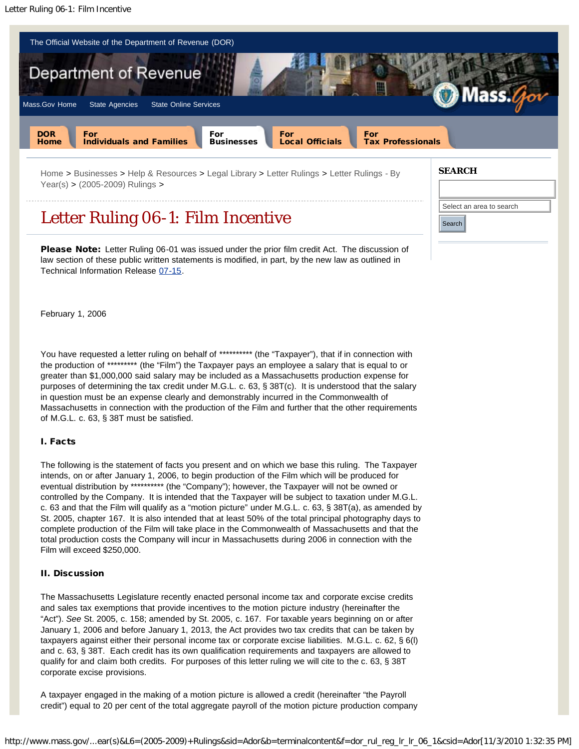# Letter Ruling 06-1: Film Incentive

**Please Note:** Letter Ruling 06-01 was issued under the prior film credit Act. The discussion of law section of these public written statements is modified, in part, by the new law as outlined in Technical Information Release 07-15.

February 1, 2006

You have requested a letter ruling on behalf of ********** (the "Taxpayer"), that if in connection with the production of ********* (the "Film") the Taxpayer pays an employee a salary that is equal to or greater than $1,000,000 said salary may be included as a Massachusetts production expense for purposes of determining the tax credit under M.G.L. c. 63, § 38T(c). It is understood that the salary in question must be an expense clearly and demonstrably incurred in the Commonwealth of Massachusetts in connection with the production of the Film and further that the other requirements of M.G.L. c. 63, § 38T must be satisfied.

### I. Facts

The following is the statement of facts you present and on which we base this ruling. The Taxpayer intends, on or after January 1, 2006, to begin production of the Film which will be produced for eventual distribution by ********** (the "Company"); however, the Taxpayer will not be owned or controlled by the Company. It is intended that the Taxpayer will be subject to taxation under M.G.L. c. 63 and that the Film will qualify as a "motion picture" under M.G.L. c. 63, § 38T(a), as amended by St. 2005, chapter 167. It is also intended that at least 50% of the total principal photography days to complete production of the Film will take place in the Commonwealth of Massachusetts and that the total production costs the Company will incur in Massachusetts during 2006 in connection with the Film will exceed $250,000.

### II. Discussion

The Massachusetts Legislature recently enacted personal income tax and corporate excise credits and sales tax exemptions that provide incentives to the motion picture industry (hereinafter the "Act"). *See* St. 2005, c. 158; amended by St. 2005, c. 167. For taxable years beginning on or after January 1, 2006 and before January 1, 2013, the Act provides two tax credits that can be taken by taxpayers against either their personal income tax or corporate excise liabilities. M.G.L. c. 62, § 6(l) and c. 63, § 38T. Each credit has its own qualification requirements and taxpayers are allowed to qualify for and claim both credits. For purposes of this letter ruling we will cite to the c. 63, § 38T corporate excise provisions.

A taxpayer engaged in the making of a motion picture is allowed a credit (hereinafter "the Payroll credit") equal to 20 per cent of the total aggregate payroll of the motion picture production company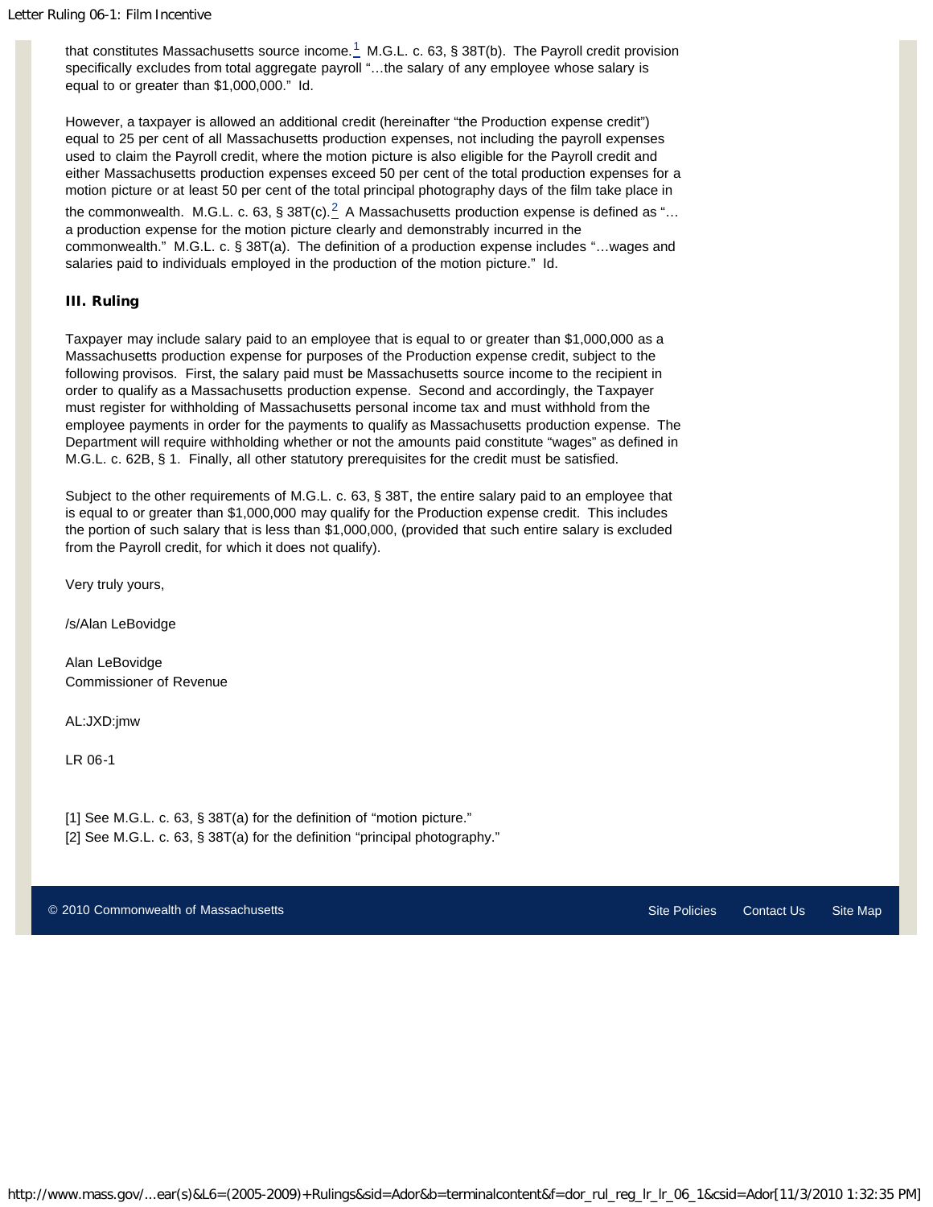that constitutes Massachusetts source income.[1] M.G.L. c. 63, § 38T(b). The Payroll credit provision specifically excludes from total aggregate payroll "…the salary of any employee whose salary is equal to or greater than $1,000,000." Id.

However, a taxpayer is allowed an additional credit (hereinafter "the Production expense credit") equal to 25 per cent of all Massachusetts production expenses, not including the payroll expenses used to claim the Payroll credit, where the motion picture is also eligible for the Payroll credit and either Massachusetts production expenses exceed 50 per cent of the total production expenses for a motion picture or at least 50 per cent of the total principal photography days of the film take place in the commonwealth. M.G.L. c. 63, § 38T(c).[2] A Massachusetts production expense is defined as "… a production expense for the motion picture clearly and demonstrably incurred in the commonwealth." M.G.L. c. § 38T(a). The definition of a production expense includes "…wages and salaries paid to individuals employed in the production of the motion picture." Id.

### III. Ruling

Taxpayer may include salary paid to an employee that is equal to or greater than $1,000,000 as a Massachusetts production expense for purposes of the Production expense credit, subject to the following provisos. First, the salary paid must be Massachusetts source income to the recipient in order to qualify as a Massachusetts production expense. Second and accordingly, the Taxpayer must register for withholding of Massachusetts personal income tax and must withhold from the employee payments in order for the payments to qualify as Massachusetts production expense. The Department will require withholding whether or not the amounts paid constitute "wages" as defined in M.G.L. c. 62B, § 1. Finally, all other statutory prerequisites for the credit must be satisfied.

Subject to the other requirements of M.G.L. c. 63, § 38T, the entire salary paid to an employee that is equal to or greater than $1,000,000 may qualify for the Production expense credit. This includes the portion of such salary that is less than $1,000,000, (provided that such entire salary is excluded from the Payroll credit, for which it does not qualify).

Very truly yours,

/s/Alan LeBovidge

Alan LeBovidge
Commissioner of Revenue

AL:JXD:jmw

LR 06-1

[1] See M.G.L. c. 63, § 38T(a) for the definition of "motion picture."
[2] See M.G.L. c. 63, § 38T(a) for the definition "principal photography."